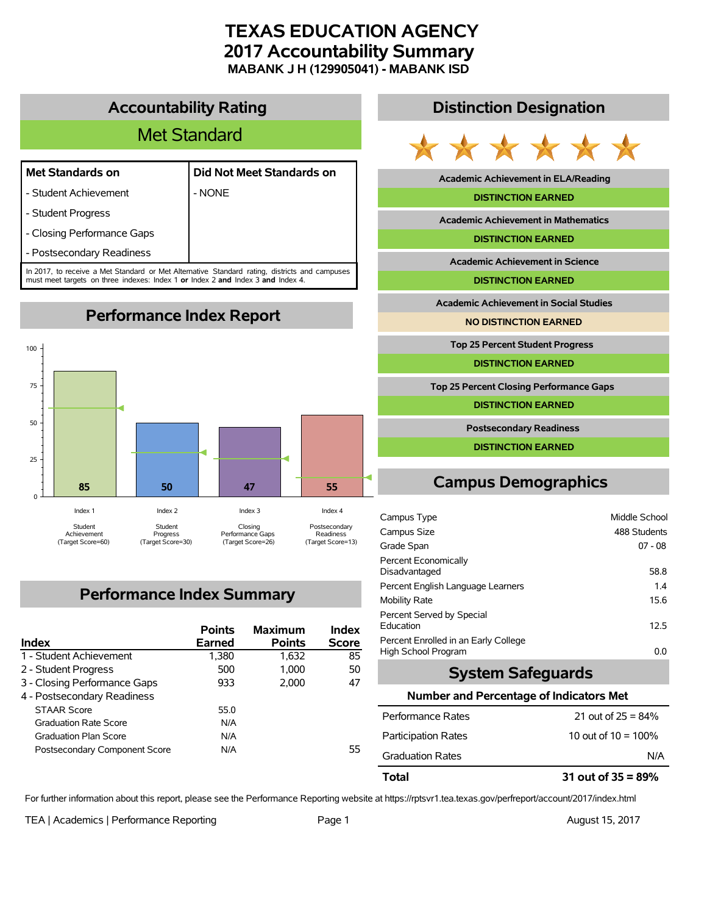# TEXAS EDUCATION AGENCY
# 2017 Accountability Summary
### MABANK J H (129905041) - MABANK ISD

## Accountability Rating

**Met Standard**

| Met Standards on | Did Not Meet Standards on |
|---|---|
| - Student Achievement | - NONE |
| - Student Progress | |
| - Closing Performance Gaps | |
| - Postsecondary Readiness | |

In 2017, to receive a Met Standard or Met Alternative Standard rating, districts and campuses must meet targets on three indexes: Index 1 **or** Index 2 **and** Index 3 **and** Index 4.

## Performance Index Report

| Index | Score | Target Score |
|---|---|---|
| Index 1 Student Achievement | 85 | 60 |
| Index 2 Student Progress | 50 | 30 |
| Index 3 Closing Performance Gaps | 47 | 26 |
| Index 4 Postsecondary Readiness | 55 | 13 |

## Performance Index Summary

| Index | Points Earned | Maximum Points | Index Score |
|---|---|---|---|
| 1 - Student Achievement | 1,380 | 1,632 | 85 |
| 2 - Student Progress | 500 | 1,000 | 50 |
| 3 - Closing Performance Gaps | 933 | 2,000 | 47 |
| 4 - Postsecondary Readiness | | | |
| STAAR Score | 55.0 | | |
| Graduation Rate Score | N/A | | |
| Graduation Plan Score | N/A | | |
| Postsecondary Component Score | N/A | | 55 |

## Distinction Designation

| Distinction | Status |
|---|---|
| Academic Achievement in ELA/Reading | DISTINCTION EARNED |
| Academic Achievement in Mathematics | DISTINCTION EARNED |
| Academic Achievement in Science | DISTINCTION EARNED |
| Academic Achievement in Social Studies | NO DISTINCTION EARNED |
| Top 25 Percent Student Progress | DISTINCTION EARNED |
| Top 25 Percent Closing Performance Gaps | DISTINCTION EARNED |
| Postsecondary Readiness | DISTINCTION EARNED |

## Campus Demographics

| | |
|---|---|
| Campus Type | Middle School |
| Campus Size | 488 Students |
| Grade Span | 07 - 08 |
| Percent Economically Disadvantaged | 58.8 |
| Percent English Language Learners | 1.4 |
| Mobility Rate | 15.6 |
| Percent Served by Special Education | 12.5 |
| Percent Enrolled in an Early College High School Program | 0.0 |

## System Safeguards

**Number and Percentage of Indicators Met**

| | |
|---|---|
| Performance Rates | 21 out of 25 = 84% |
| Participation Rates | 10 out of 10 = 100% |
| Graduation Rates | N/A |
| **Total** | **31 out of 35 = 89%** |

For further information about this report, please see the Performance Reporting website at https://rptsvr1.tea.texas.gov/perfreport/account/2017/index.html

TEA | Academics | Performance Reporting

August 15, 2017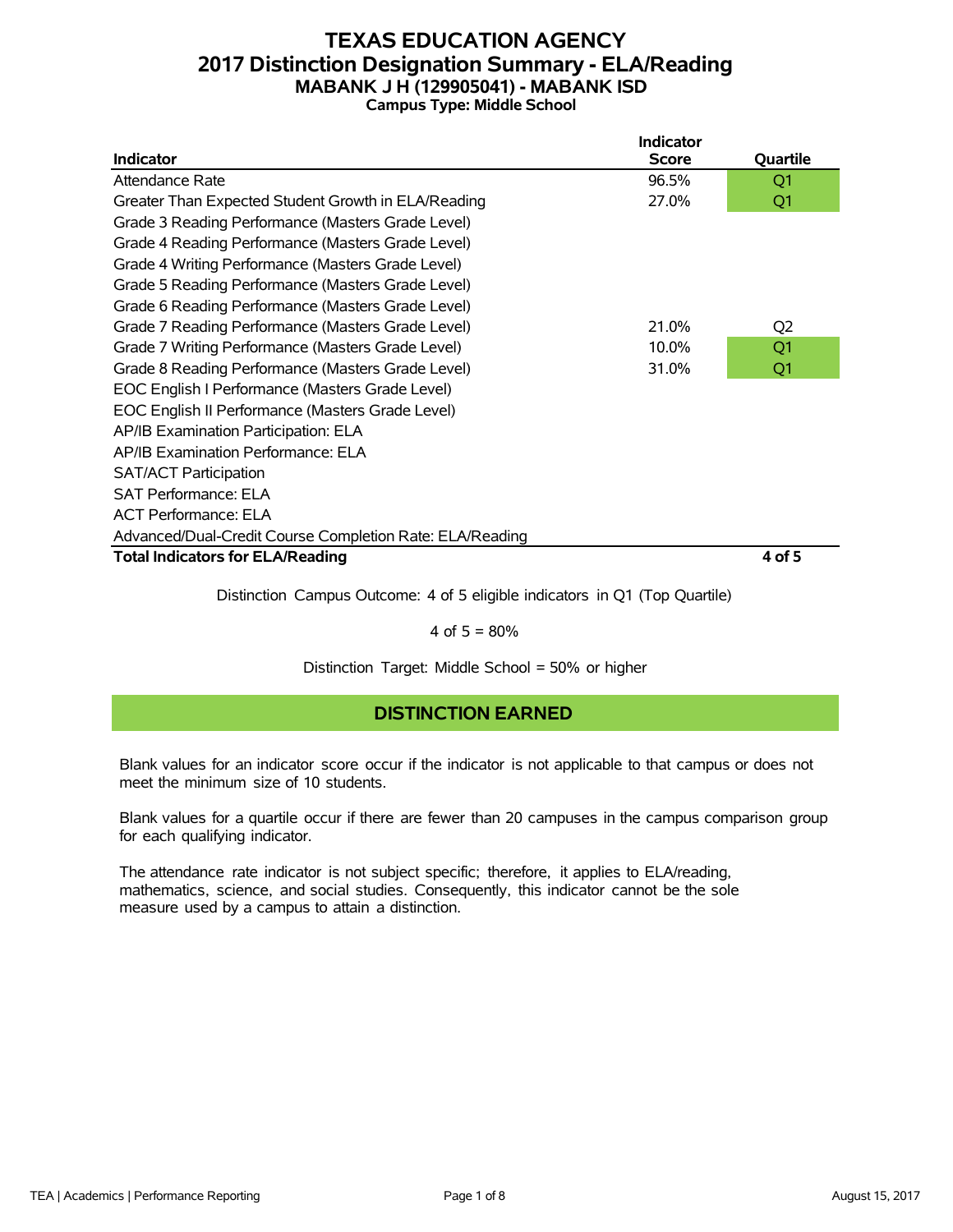# TEXAS EDUCATION AGENCY
## 2017 Distinction Designation Summary - ELA/Reading
### MABANK J H (129905041) - MABANK ISD
**Campus Type: Middle School**

| Indicator | Indicator Score | Quartile |
|---|---|---|
| Attendance Rate | 96.5% | Q1 |
| Greater Than Expected Student Growth in ELA/Reading | 27.0% | Q1 |
| Grade 3 Reading Performance (Masters Grade Level) | | |
| Grade 4 Reading Performance (Masters Grade Level) | | |
| Grade 4 Writing Performance (Masters Grade Level) | | |
| Grade 5 Reading Performance (Masters Grade Level) | | |
| Grade 6 Reading Performance (Masters Grade Level) | | |
| Grade 7 Reading Performance (Masters Grade Level) | 21.0% | Q2 |
| Grade 7 Writing Performance (Masters Grade Level) | 10.0% | Q1 |
| Grade 8 Reading Performance (Masters Grade Level) | 31.0% | Q1 |
| EOC English I Performance (Masters Grade Level) | | |
| EOC English II Performance (Masters Grade Level) | | |
| AP/IB Examination Participation: ELA | | |
| AP/IB Examination Performance: ELA | | |
| SAT/ACT Participation | | |
| SAT Performance: ELA | | |
| ACT Performance: ELA | | |
| Advanced/Dual-Credit Course Completion Rate: ELA/Reading | | |
| **Total Indicators for ELA/Reading** | | **4 of 5** |

Distinction Campus Outcome: 4 of 5 eligible indicators in Q1 (Top Quartile)

4 of 5 = 80%

Distinction Target: Middle School = 50% or higher

**DISTINCTION EARNED**

Blank values for an indicator score occur if the indicator is not applicable to that campus or does not meet the minimum size of 10 students.

Blank values for a quartile occur if there are fewer than 20 campuses in the campus comparison group for each qualifying indicator.

The attendance rate indicator is not subject specific; therefore, it applies to ELA/reading, mathematics, science, and social studies. Consequently, this indicator cannot be the sole measure used by a campus to attain a distinction.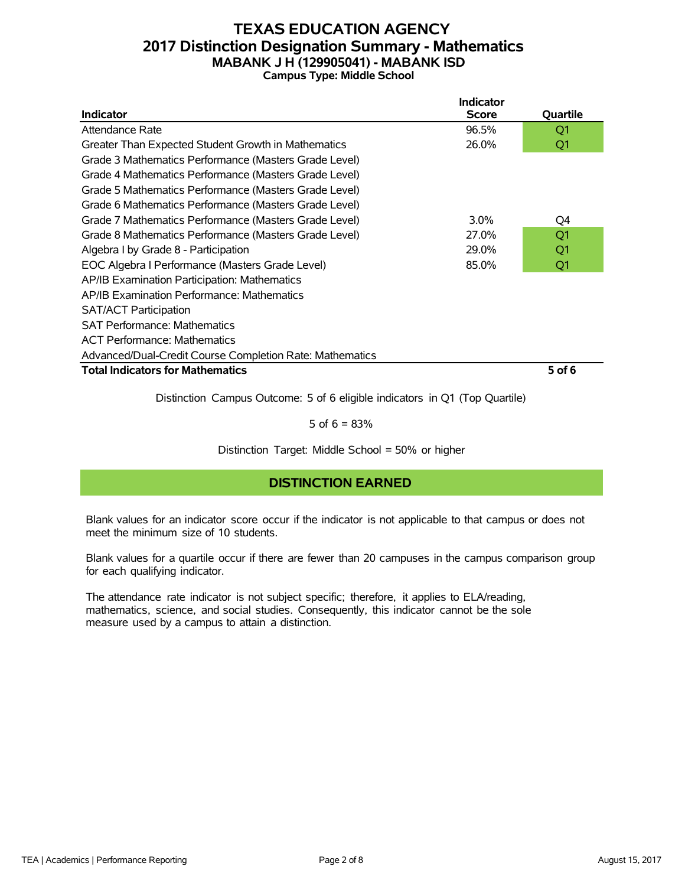# TEXAS EDUCATION AGENCY
## 2017 Distinction Designation Summary - Mathematics
### MABANK J H (129905041) - MABANK ISD
**Campus Type: Middle School**

| Indicator | Indicator Score | Quartile |
|---|---|---|
| Attendance Rate | 96.5% | Q1 |
| Greater Than Expected Student Growth in Mathematics | 26.0% | Q1 |
| Grade 3 Mathematics Performance (Masters Grade Level) | | |
| Grade 4 Mathematics Performance (Masters Grade Level) | | |
| Grade 5 Mathematics Performance (Masters Grade Level) | | |
| Grade 6 Mathematics Performance (Masters Grade Level) | | |
| Grade 7 Mathematics Performance (Masters Grade Level) | 3.0% | Q4 |
| Grade 8 Mathematics Performance (Masters Grade Level) | 27.0% | Q1 |
| Algebra I by Grade 8 - Participation | 29.0% | Q1 |
| EOC Algebra I Performance (Masters Grade Level) | 85.0% | Q1 |
| AP/IB Examination Participation: Mathematics | | |
| AP/IB Examination Performance: Mathematics | | |
| SAT/ACT Participation | | |
| SAT Performance: Mathematics | | |
| ACT Performance: Mathematics | | |
| Advanced/Dual-Credit Course Completion Rate: Mathematics | | |
| **Total Indicators for Mathematics** | | **5 of 6** |

Distinction Campus Outcome: 5 of 6 eligible indicators in Q1 (Top Quartile)

5 of 6 = 83%

Distinction Target: Middle School = 50% or higher

**DISTINCTION EARNED**

Blank values for an indicator score occur if the indicator is not applicable to that campus or does not meet the minimum size of 10 students.

Blank values for a quartile occur if there are fewer than 20 campuses in the campus comparison group for each qualifying indicator.

The attendance rate indicator is not subject specific; therefore, it applies to ELA/reading, mathematics, science, and social studies. Consequently, this indicator cannot be the sole measure used by a campus to attain a distinction.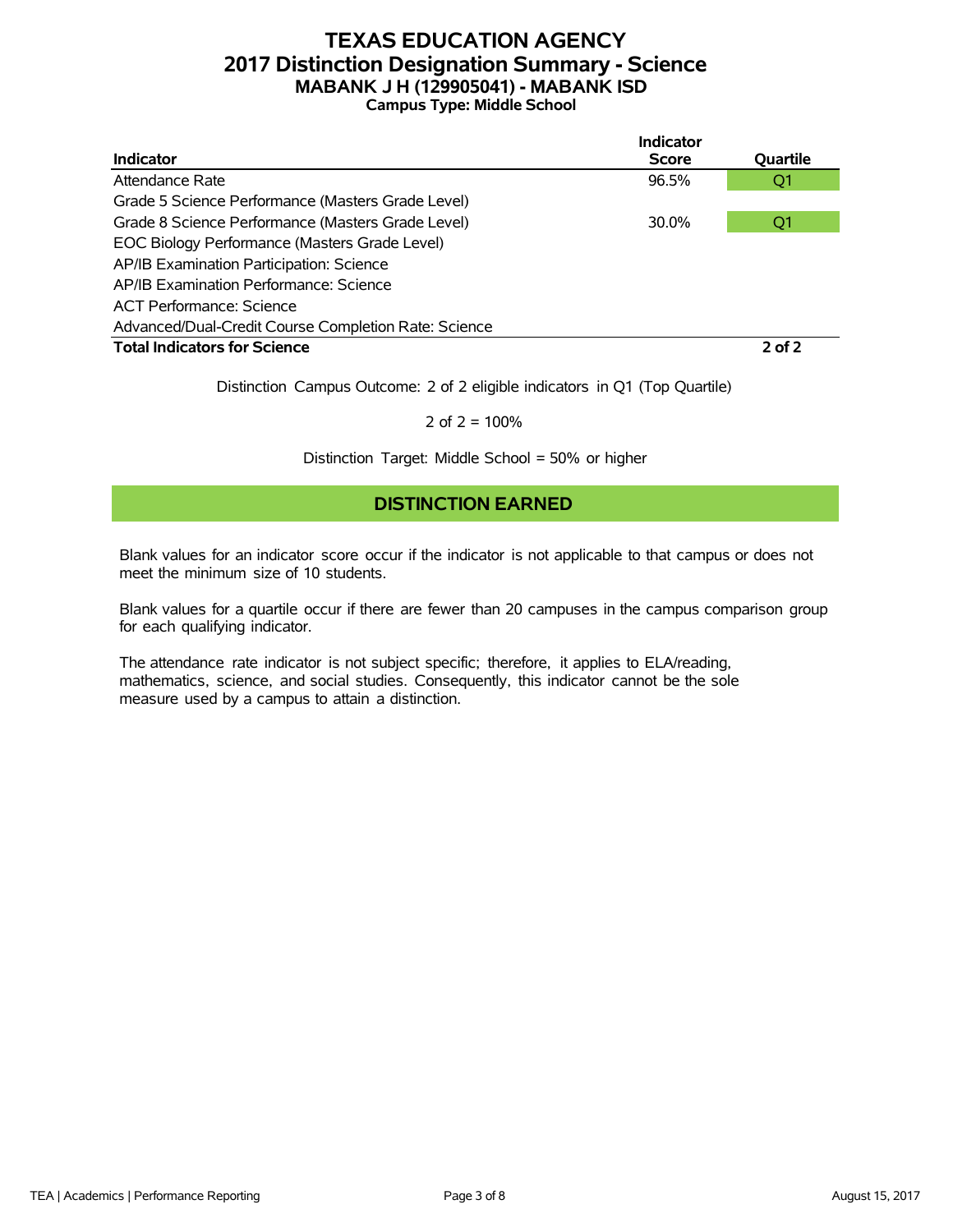# TEXAS EDUCATION AGENCY
## 2017 Distinction Designation Summary - Science
### MABANK J H (129905041) - MABANK ISD
**Campus Type: Middle School**

| Indicator | Indicator Score | Quartile |
|---|---|---|
| Attendance Rate | 96.5% | Q1 |
| Grade 5 Science Performance (Masters Grade Level) | | |
| Grade 8 Science Performance (Masters Grade Level) | 30.0% | Q1 |
| EOC Biology Performance (Masters Grade Level) | | |
| AP/IB Examination Participation: Science | | |
| AP/IB Examination Performance: Science | | |
| ACT Performance: Science | | |
| Advanced/Dual-Credit Course Completion Rate: Science | | |
| **Total Indicators for Science** | | **2 of 2** |

Distinction Campus Outcome: 2 of 2 eligible indicators in Q1 (Top Quartile)

2 of 2 = 100%

Distinction Target: Middle School = 50% or higher

**DISTINCTION EARNED**

Blank values for an indicator score occur if the indicator is not applicable to that campus or does not meet the minimum size of 10 students.

Blank values for a quartile occur if there are fewer than 20 campuses in the campus comparison group for each qualifying indicator.

The attendance rate indicator is not subject specific; therefore, it applies to ELA/reading, mathematics, science, and social studies. Consequently, this indicator cannot be the sole measure used by a campus to attain a distinction.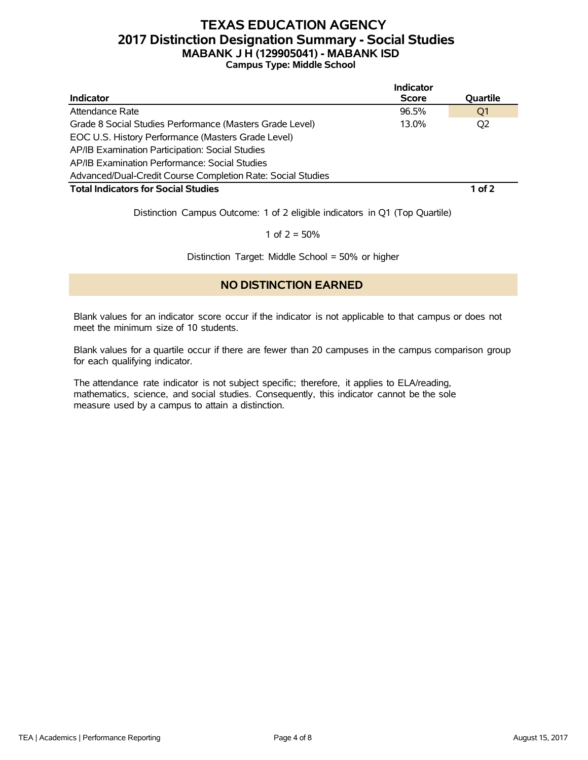# TEXAS EDUCATION AGENCY
## 2017 Distinction Designation Summary - Social Studies
### MABANK J H (129905041) - MABANK ISD
**Campus Type: Middle School**

| Indicator | Indicator Score | Quartile |
|---|---|---|
| Attendance Rate | 96.5% | Q1 |
| Grade 8 Social Studies Performance (Masters Grade Level) | 13.0% | Q2 |
| EOC U.S. History Performance (Masters Grade Level) | | |
| AP/IB Examination Participation: Social Studies | | |
| AP/IB Examination Performance: Social Studies | | |
| Advanced/Dual-Credit Course Completion Rate: Social Studies | | |
| **Total Indicators for Social Studies** | | **1 of 2** |

Distinction Campus Outcome: 1 of 2 eligible indicators in Q1 (Top Quartile)

1 of 2 = 50%

Distinction Target: Middle School = 50% or higher

**NO DISTINCTION EARNED**

Blank values for an indicator score occur if the indicator is not applicable to that campus or does not meet the minimum size of 10 students.

Blank values for a quartile occur if there are fewer than 20 campuses in the campus comparison group for each qualifying indicator.

The attendance rate indicator is not subject specific; therefore, it applies to ELA/reading, mathematics, science, and social studies. Consequently, this indicator cannot be the sole measure used by a campus to attain a distinction.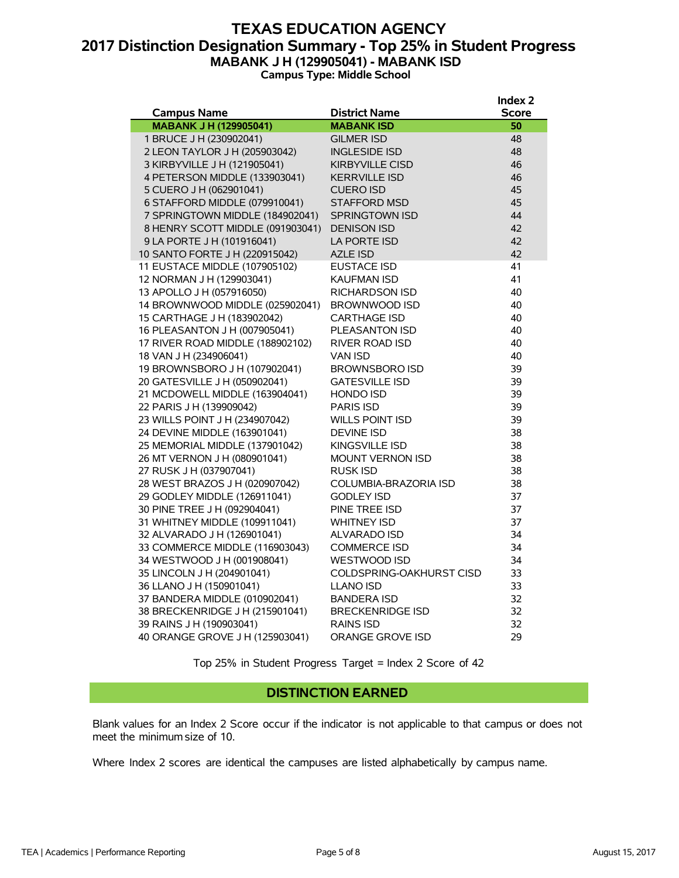# TEXAS EDUCATION AGENCY

## 2017 Distinction Designation Summary - Top 25% in Student Progress

### MABANK J H (129905041) - MABANK ISD

**Campus Type: Middle School**

| Campus Name | District Name | Index 2 Score |
|---|---|---|
| **MABANK J H (129905041)** | **MABANK ISD** | **50** |
| 1 BRUCE J H (230902041) | GILMER ISD | 48 |
| 2 LEON TAYLOR J H (205903042) | INGLESIDE ISD | 48 |
| 3 KIRBYVILLE J H (121905041) | KIRBYVILLE CISD | 46 |
| 4 PETERSON MIDDLE (133903041) | KERRVILLE ISD | 46 |
| 5 CUERO J H (062901041) | CUERO ISD | 45 |
| 6 STAFFORD MIDDLE (079910041) | STAFFORD MSD | 45 |
| 7 SPRINGTOWN MIDDLE (184902041) | SPRINGTOWN ISD | 44 |
| 8 HENRY SCOTT MIDDLE (091903041) | DENISON ISD | 42 |
| 9 LA PORTE J H (101916041) | LA PORTE ISD | 42 |
| 10 SANTO FORTE J H (220915042) | AZLE ISD | 42 |
| 11 EUSTACE MIDDLE (107905102) | EUSTACE ISD | 41 |
| 12 NORMAN J H (129903041) | KAUFMAN ISD | 41 |
| 13 APOLLO J H (057916050) | RICHARDSON ISD | 40 |
| 14 BROWNWOOD MIDDLE (025902041) | BROWNWOOD ISD | 40 |
| 15 CARTHAGE J H (183902042) | CARTHAGE ISD | 40 |
| 16 PLEASANTON J H (007905041) | PLEASANTON ISD | 40 |
| 17 RIVER ROAD MIDDLE (188902102) | RIVER ROAD ISD | 40 |
| 18 VAN J H (234906041) | VAN ISD | 40 |
| 19 BROWNSBORO J H (107902041) | BROWNSBORO ISD | 39 |
| 20 GATESVILLE J H (050902041) | GATESVILLE ISD | 39 |
| 21 MCDOWELL MIDDLE (163904041) | HONDO ISD | 39 |
| 22 PARIS J H (139909042) | PARIS ISD | 39 |
| 23 WILLS POINT J H (234907042) | WILLS POINT ISD | 39 |
| 24 DEVINE MIDDLE (163901041) | DEVINE ISD | 38 |
| 25 MEMORIAL MIDDLE (137901042) | KINGSVILLE ISD | 38 |
| 26 MT VERNON J H (080901041) | MOUNT VERNON ISD | 38 |
| 27 RUSK J H (037907041) | RUSK ISD | 38 |
| 28 WEST BRAZOS J H (020907042) | COLUMBIA-BRAZORIA ISD | 38 |
| 29 GODLEY MIDDLE (126911041) | GODLEY ISD | 37 |
| 30 PINE TREE J H (092904041) | PINE TREE ISD | 37 |
| 31 WHITNEY MIDDLE (109911041) | WHITNEY ISD | 37 |
| 32 ALVARADO J H (126901041) | ALVARADO ISD | 34 |
| 33 COMMERCE MIDDLE (116903043) | COMMERCE ISD | 34 |
| 34 WESTWOOD J H (001908041) | WESTWOOD ISD | 34 |
| 35 LINCOLN J H (204901041) | COLDSPRING-OAKHURST CISD | 33 |
| 36 LLANO J H (150901041) | LLANO ISD | 33 |
| 37 BANDERA MIDDLE (010902041) | BANDERA ISD | 32 |
| 38 BRECKENRIDGE J H (215901041) | BRECKENRIDGE ISD | 32 |
| 39 RAINS J H (190903041) | RAINS ISD | 32 |
| 40 ORANGE GROVE J H (125903041) | ORANGE GROVE ISD | 29 |

Top 25% in Student Progress Target = Index 2 Score of 42

## DISTINCTION EARNED

Blank values for an Index 2 Score occur if the indicator is not applicable to that campus or does not meet the minimum size of 10.

Where Index 2 scores are identical the campuses are listed alphabetically by campus name.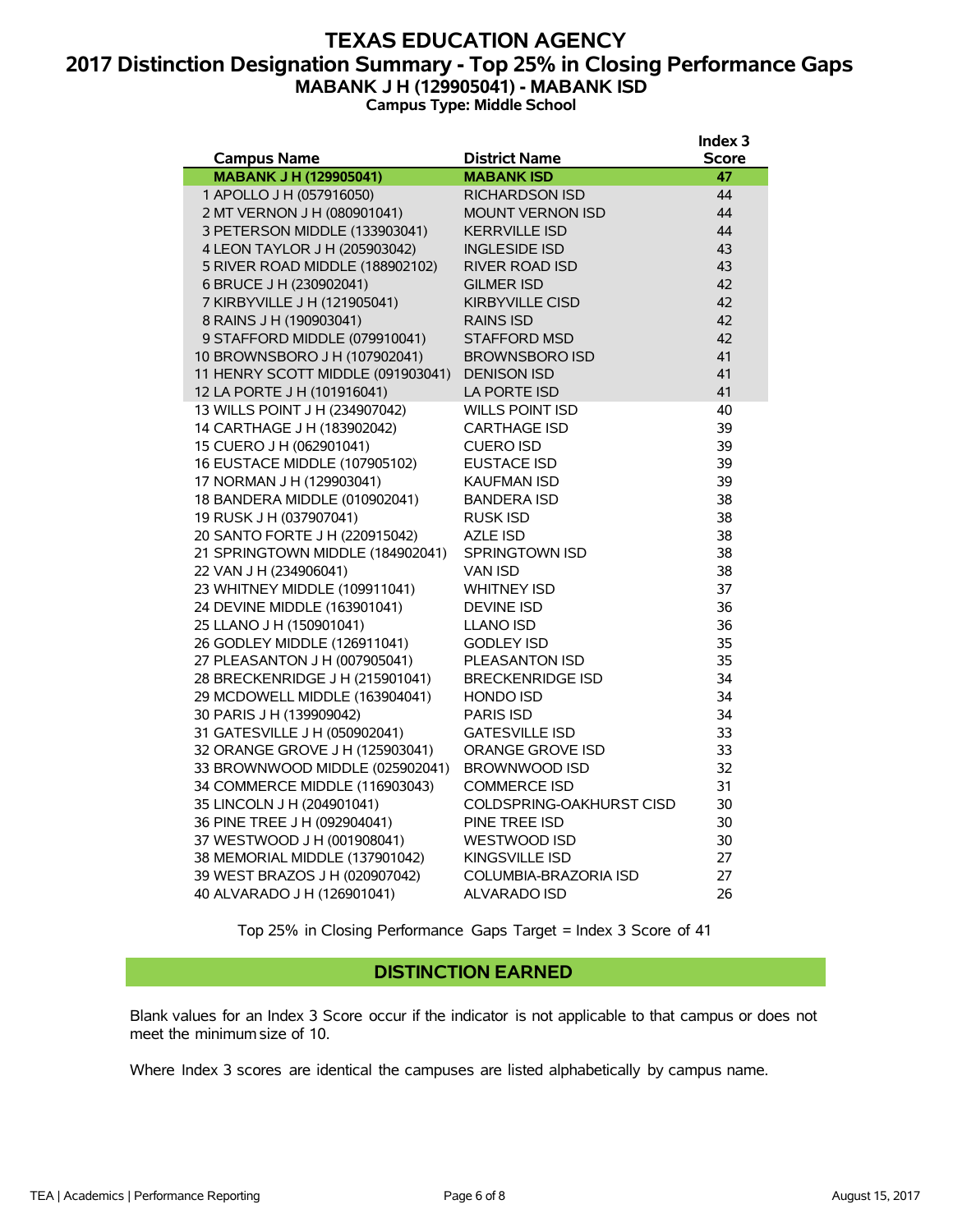# TEXAS EDUCATION AGENCY

## 2017 Distinction Designation Summary - Top 25% in Closing Performance Gaps

### MABANK J H (129905041) - MABANK ISD

**Campus Type: Middle School**

| Campus Name | District Name | Index 3 Score |
|---|---|---|
| **MABANK J H (129905041)** | **MABANK ISD** | **47** |
| 1 APOLLO J H (057916050) | RICHARDSON ISD | 44 |
| 2 MT VERNON J H (080901041) | MOUNT VERNON ISD | 44 |
| 3 PETERSON MIDDLE (133903041) | KERRVILLE ISD | 44 |
| 4 LEON TAYLOR J H (205903042) | INGLESIDE ISD | 43 |
| 5 RIVER ROAD MIDDLE (188902102) | RIVER ROAD ISD | 43 |
| 6 BRUCE J H (230902041) | GILMER ISD | 42 |
| 7 KIRBYVILLE J H (121905041) | KIRBYVILLE CISD | 42 |
| 8 RAINS J H (190903041) | RAINS ISD | 42 |
| 9 STAFFORD MIDDLE (079910041) | STAFFORD MSD | 42 |
| 10 BROWNSBORO J H (107902041) | BROWNSBORO ISD | 41 |
| 11 HENRY SCOTT MIDDLE (091903041) | DENISON ISD | 41 |
| 12 LA PORTE J H (101916041) | LA PORTE ISD | 41 |
| 13 WILLS POINT J H (234907042) | WILLS POINT ISD | 40 |
| 14 CARTHAGE J H (183902042) | CARTHAGE ISD | 39 |
| 15 CUERO J H (062901041) | CUERO ISD | 39 |
| 16 EUSTACE MIDDLE (107905102) | EUSTACE ISD | 39 |
| 17 NORMAN J H (129903041) | KAUFMAN ISD | 39 |
| 18 BANDERA MIDDLE (010902041) | BANDERA ISD | 38 |
| 19 RUSK J H (037907041) | RUSK ISD | 38 |
| 20 SANTO FORTE J H (220915042) | AZLE ISD | 38 |
| 21 SPRINGTOWN MIDDLE (184902041) | SPRINGTOWN ISD | 38 |
| 22 VAN J H (234906041) | VAN ISD | 38 |
| 23 WHITNEY MIDDLE (109911041) | WHITNEY ISD | 37 |
| 24 DEVINE MIDDLE (163901041) | DEVINE ISD | 36 |
| 25 LLANO J H (150901041) | LLANO ISD | 36 |
| 26 GODLEY MIDDLE (126911041) | GODLEY ISD | 35 |
| 27 PLEASANTON J H (007905041) | PLEASANTON ISD | 35 |
| 28 BRECKENRIDGE J H (215901041) | BRECKENRIDGE ISD | 34 |
| 29 MCDOWELL MIDDLE (163904041) | HONDO ISD | 34 |
| 30 PARIS J H (139909042) | PARIS ISD | 34 |
| 31 GATESVILLE J H (050902041) | GATESVILLE ISD | 33 |
| 32 ORANGE GROVE J H (125903041) | ORANGE GROVE ISD | 33 |
| 33 BROWNWOOD MIDDLE (025902041) | BROWNWOOD ISD | 32 |
| 34 COMMERCE MIDDLE (116903043) | COMMERCE ISD | 31 |
| 35 LINCOLN J H (204901041) | COLDSPRING-OAKHURST CISD | 30 |
| 36 PINE TREE J H (092904041) | PINE TREE ISD | 30 |
| 37 WESTWOOD J H (001908041) | WESTWOOD ISD | 30 |
| 38 MEMORIAL MIDDLE (137901042) | KINGSVILLE ISD | 27 |
| 39 WEST BRAZOS J H (020907042) | COLUMBIA-BRAZORIA ISD | 27 |
| 40 ALVARADO J H (126901041) | ALVARADO ISD | 26 |

Top 25% in Closing Performance Gaps Target = Index 3 Score of 41

**DISTINCTION EARNED**

Blank values for an Index 3 Score occur if the indicator is not applicable to that campus or does not meet the minimum size of 10.

Where Index 3 scores are identical the campuses are listed alphabetically by campus name.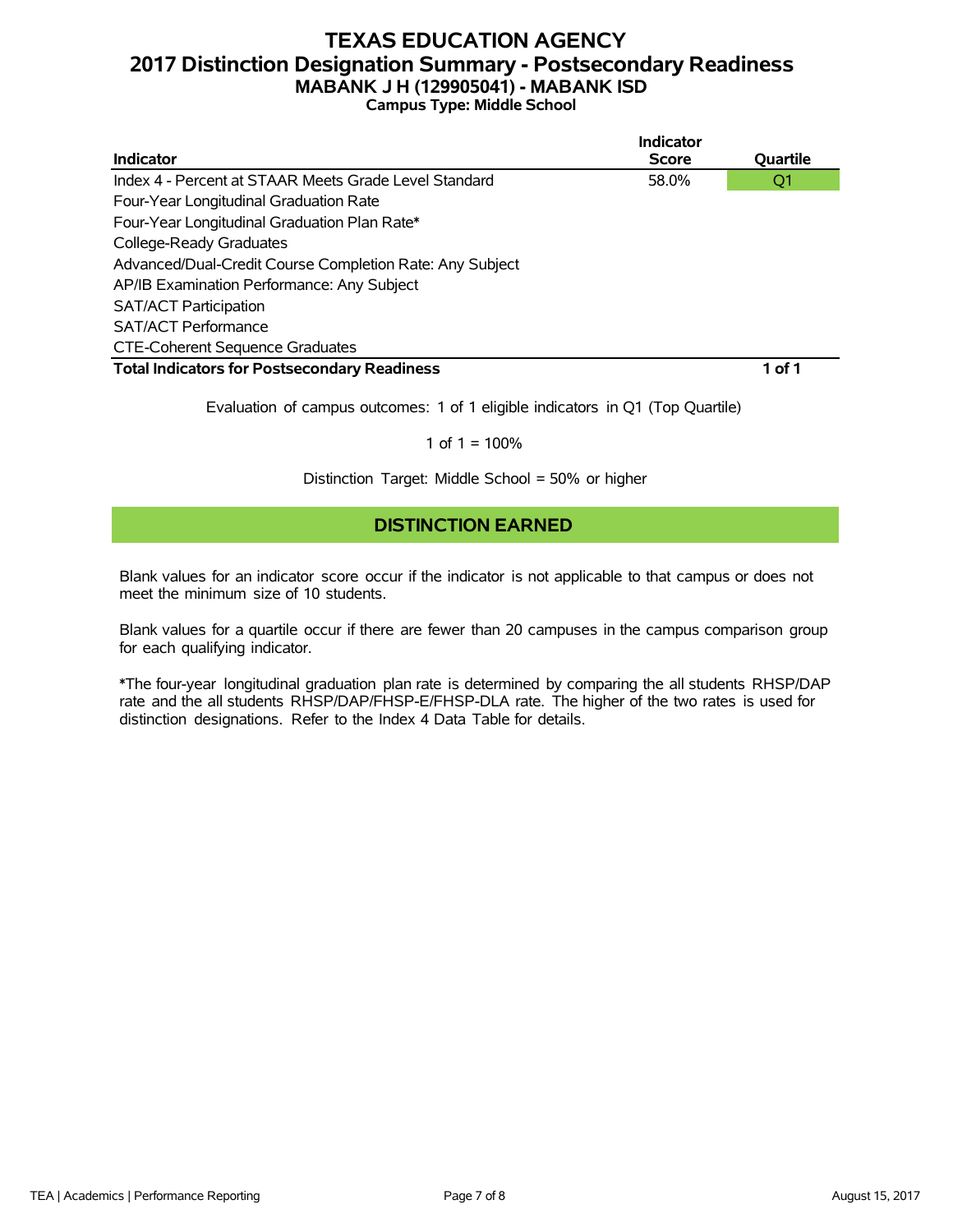# TEXAS EDUCATION AGENCY
## 2017 Distinction Designation Summary - Postsecondary Readiness
### MABANK J H (129905041) - MABANK ISD
**Campus Type: Middle School**

| Indicator | Indicator Score | Quartile |
|---|---|---|
| Index 4 - Percent at STAAR Meets Grade Level Standard | 58.0% | Q1 |
| Four-Year Longitudinal Graduation Rate | | |
| Four-Year Longitudinal Graduation Plan Rate* | | |
| College-Ready Graduates | | |
| Advanced/Dual-Credit Course Completion Rate: Any Subject | | |
| AP/IB Examination Performance: Any Subject | | |
| SAT/ACT Participation | | |
| SAT/ACT Performance | | |
| CTE-Coherent Sequence Graduates | | |
| **Total Indicators for Postsecondary Readiness** | | **1 of 1** |

Evaluation of campus outcomes: 1 of 1 eligible indicators in Q1 (Top Quartile)

1 of 1 = 100%

Distinction Target: Middle School = 50% or higher

**DISTINCTION EARNED**

Blank values for an indicator score occur if the indicator is not applicable to that campus or does not meet the minimum size of 10 students.

Blank values for a quartile occur if there are fewer than 20 campuses in the campus comparison group for each qualifying indicator.

*The four-year longitudinal graduation plan rate is determined by comparing the all students RHSP/DAP rate and the all students RHSP/DAP/FHSP-E/FHSP-DLA rate. The higher of the two rates is used for distinction designations. Refer to the Index 4 Data Table for details.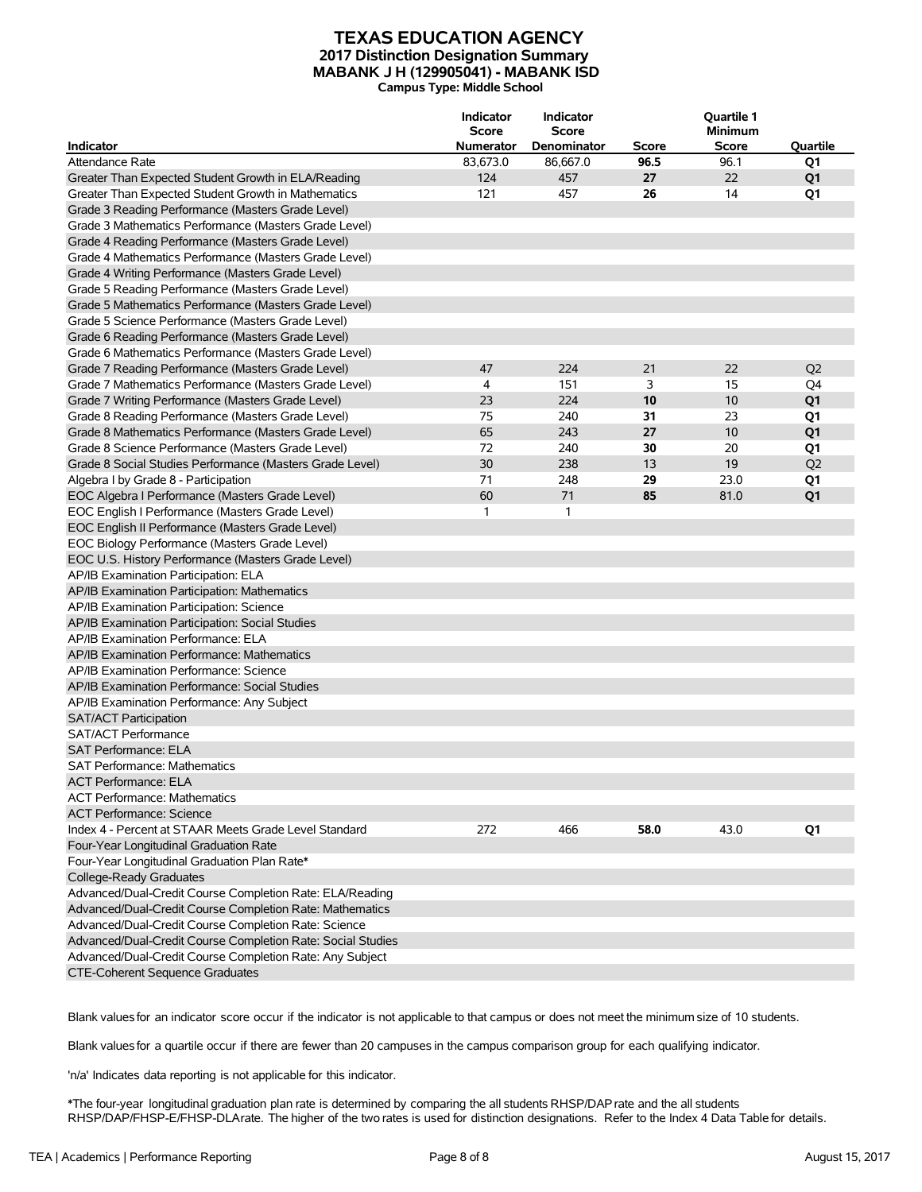# TEXAS EDUCATION AGENCY

## 2017 Distinction Designation Summary

### MABANK J H (129905041) - MABANK ISD

**Campus Type: Middle School**

| Indicator | Indicator Score Numerator | Indicator Score Denominator | Score | Quartile 1 Minimum Score | Quartile |
|---|---|---|---|---|---|
| Attendance Rate | 83,673.0 | 86,667.0 | **96.5** | 96.1 | **Q1** |
| Greater Than Expected Student Growth in ELA/Reading | 124 | 457 | **27** | 22 | **Q1** |
| Greater Than Expected Student Growth in Mathematics | 121 | 457 | **26** | 14 | **Q1** |
| Grade 3 Reading Performance (Masters Grade Level) | | | | | |
| Grade 3 Mathematics Performance (Masters Grade Level) | | | | | |
| Grade 4 Reading Performance (Masters Grade Level) | | | | | |
| Grade 4 Mathematics Performance (Masters Grade Level) | | | | | |
| Grade 4 Writing Performance (Masters Grade Level) | | | | | |
| Grade 5 Reading Performance (Masters Grade Level) | | | | | |
| Grade 5 Mathematics Performance (Masters Grade Level) | | | | | |
| Grade 5 Science Performance (Masters Grade Level) | | | | | |
| Grade 6 Reading Performance (Masters Grade Level) | | | | | |
| Grade 6 Mathematics Performance (Masters Grade Level) | | | | | |
| Grade 7 Reading Performance (Masters Grade Level) | 47 | 224 | 21 | 22 | Q2 |
| Grade 7 Mathematics Performance (Masters Grade Level) | 4 | 151 | 3 | 15 | Q4 |
| Grade 7 Writing Performance (Masters Grade Level) | 23 | 224 | **10** | 10 | **Q1** |
| Grade 8 Reading Performance (Masters Grade Level) | 75 | 240 | **31** | 23 | **Q1** |
| Grade 8 Mathematics Performance (Masters Grade Level) | 65 | 243 | **27** | 10 | **Q1** |
| Grade 8 Science Performance (Masters Grade Level) | 72 | 240 | **30** | 20 | **Q1** |
| Grade 8 Social Studies Performance (Masters Grade Level) | 30 | 238 | 13 | 19 | Q2 |
| Algebra I by Grade 8 - Participation | 71 | 248 | **29** | 23.0 | **Q1** |
| EOC Algebra I Performance (Masters Grade Level) | 60 | 71 | **85** | 81.0 | **Q1** |
| EOC English I Performance (Masters Grade Level) | 1 | 1 | | | |
| EOC English II Performance (Masters Grade Level) | | | | | |
| EOC Biology Performance (Masters Grade Level) | | | | | |
| EOC U.S. History Performance (Masters Grade Level) | | | | | |
| AP/IB Examination Participation: ELA | | | | | |
| AP/IB Examination Participation: Mathematics | | | | | |
| AP/IB Examination Participation: Science | | | | | |
| AP/IB Examination Participation: Social Studies | | | | | |
| AP/IB Examination Performance: ELA | | | | | |
| AP/IB Examination Performance: Mathematics | | | | | |
| AP/IB Examination Performance: Science | | | | | |
| AP/IB Examination Performance: Social Studies | | | | | |
| AP/IB Examination Performance: Any Subject | | | | | |
| SAT/ACT Participation | | | | | |
| SAT/ACT Performance | | | | | |
| SAT Performance: ELA | | | | | |
| SAT Performance: Mathematics | | | | | |
| ACT Performance: ELA | | | | | |
| ACT Performance: Mathematics | | | | | |
| ACT Performance: Science | | | | | |
| Index 4 - Percent at STAAR Meets Grade Level Standard | 272 | 466 | **58.0** | 43.0 | **Q1** |
| Four-Year Longitudinal Graduation Rate | | | | | |
| Four-Year Longitudinal Graduation Plan Rate* | | | | | |
| College-Ready Graduates | | | | | |
| Advanced/Dual-Credit Course Completion Rate: ELA/Reading | | | | | |
| Advanced/Dual-Credit Course Completion Rate: Mathematics | | | | | |
| Advanced/Dual-Credit Course Completion Rate: Science | | | | | |
| Advanced/Dual-Credit Course Completion Rate: Social Studies | | | | | |
| Advanced/Dual-Credit Course Completion Rate: Any Subject | | | | | |
| CTE-Coherent Sequence Graduates | | | | | |

Blank values for an indicator score occur if the indicator is not applicable to that campus or does not meet the minimum size of 10 students.

Blank values for a quartile occur if there are fewer than 20 campuses in the campus comparison group for each qualifying indicator.

'n/a' Indicates data reporting is not applicable for this indicator.

*The four-year longitudinal graduation plan rate is determined by comparing the all students RHSP/DAP rate and the all students RHSP/DAP/FHSP-E/FHSP-DLA rate. The higher of the two rates is used for distinction designations. Refer to the Index 4 Data Table for details.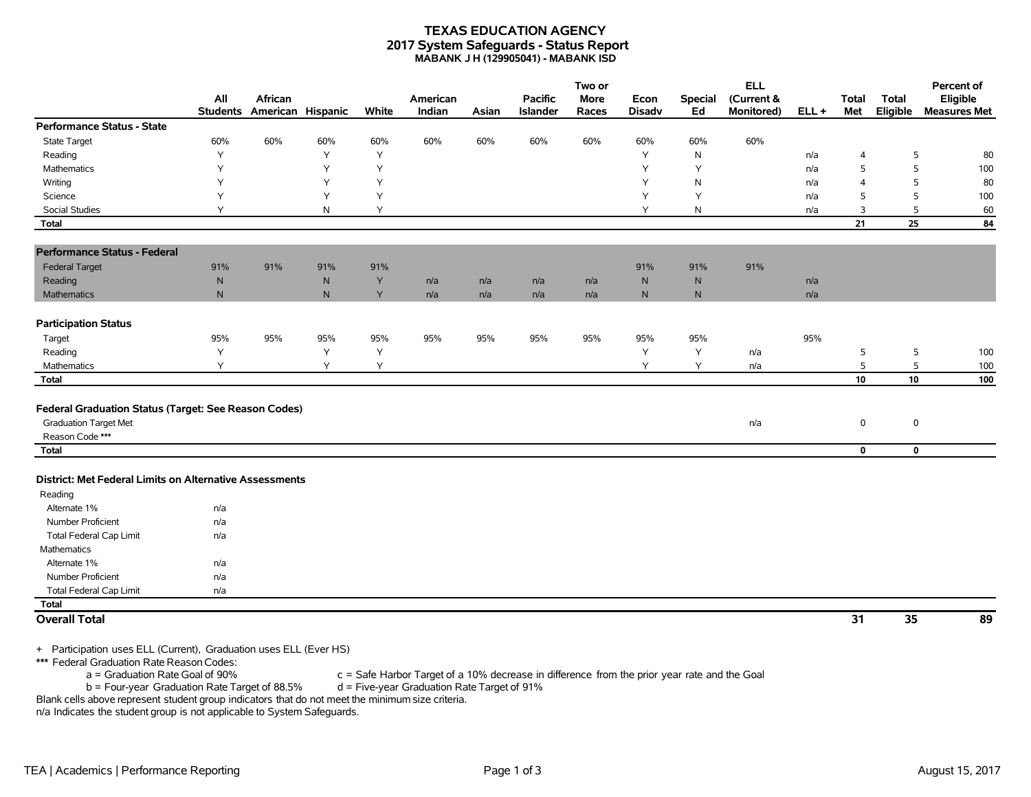# TEXAS EDUCATION AGENCY
## 2017 System Safeguards - Status Report
### MABANK J H (129905041) - MABANK ISD

| | All Students | African American | Hispanic | White | American Indian | Asian | Pacific Islander | Two or More Races | Econ Disadv | Special Ed | ELL (Current & Monitored) | ELL + | Total Met | Total Eligible | Percent of Eligible Measures Met |
|---|---|---|---|---|---|---|---|---|---|---|---|---|---|---|---|
| **Performance Status - State** | | | | | | | | | | | | | | | |
| State Target | 60% | 60% | 60% | 60% | 60% | 60% | 60% | 60% | 60% | 60% | 60% | | | | |
| Reading | Y | | Y | Y | | | | | Y | N | | n/a | 4 | 5 | 80 |
| Mathematics | Y | | Y | Y | | | | | Y | Y | | n/a | 5 | 5 | 100 |
| Writing | Y | | Y | Y | | | | | Y | N | | n/a | 4 | 5 | 80 |
| Science | Y | | Y | Y | | | | | Y | Y | | n/a | 5 | 5 | 100 |
| Social Studies | Y | | N | Y | | | | | Y | N | | n/a | 3 | 5 | 60 |
| **Total** | | | | | | | | | | | | | **21** | **25** | **84** |
| **Performance Status - Federal** | | | | | | | | | | | | | | | |
| Federal Target | 91% | 91% | 91% | 91% | | | | | 91% | 91% | 91% | | | | |
| Reading | N | | N | Y | n/a | n/a | n/a | n/a | N | N | | n/a | | | |
| Mathematics | N | | N | Y | n/a | n/a | n/a | n/a | N | N | | n/a | | | |
| **Participation Status** | | | | | | | | | | | | | | | |
| Target | 95% | 95% | 95% | 95% | 95% | 95% | 95% | 95% | 95% | 95% | | 95% | | | |
| Reading | Y | | Y | Y | | | | | Y | Y | n/a | | 5 | 5 | 100 |
| Mathematics | Y | | Y | Y | | | | | Y | Y | n/a | | 5 | 5 | 100 |
| **Total** | | | | | | | | | | | | | **10** | **10** | **100** |
| **Federal Graduation Status (Target: See Reason Codes)** | | | | | | | | | | | | | | | |
| Graduation Target Met | | | | | | | | | | | n/a | | 0 | 0 | |
| Reason Code *** | | | | | | | | | | | | | | | |
| **Total** | | | | | | | | | | | | | **0** | **0** | |
| **District: Met Federal Limits on Alternative Assessments** | | | | | | | | | | | | | | | |
| Reading | | | | | | | | | | | | | | | |
| Alternate 1% | n/a | | | | | | | | | | | | | | |
| Number Proficient | n/a | | | | | | | | | | | | | | |
| Total Federal Cap Limit | n/a | | | | | | | | | | | | | | |
| Mathematics | | | | | | | | | | | | | | | |
| Alternate 1% | n/a | | | | | | | | | | | | | | |
| Number Proficient | n/a | | | | | | | | | | | | | | |
| Total Federal Cap Limit | n/a | | | | | | | | | | | | | | |
| **Total** | | | | | | | | | | | | | | | |
| **Overall Total** | | | | | | | | | | | | | **31** | **35** | **89** |

+ Participation uses ELL (Current), Graduation uses ELL (Ever HS)

*** Federal Graduation Rate Reason Codes:
- a = Graduation Rate Goal of 90%
- b = Four-year Graduation Rate Target of 88.5%
- c = Safe Harbor Target of a 10% decrease in difference from the prior year rate and the Goal
- d = Five-year Graduation Rate Target of 91%

Blank cells above represent student group indicators that do not meet the minimum size criteria.

n/a Indicates the student group is not applicable to System Safeguards.

TEA | Academics | Performance Reporting — August 15, 2017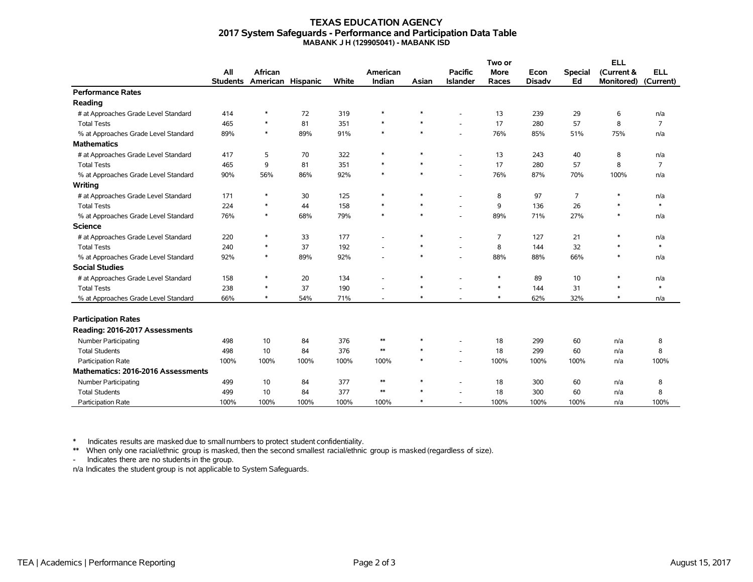# TEXAS EDUCATION AGENCY
## 2017 System Safeguards - Performance and Participation Data Table
### MABANK J H (129905041) - MABANK ISD

| | All Students | African American | Hispanic | White | American Indian | Asian | Pacific Islander | Two or More Races | Econ Disadv | Special Ed | ELL (Current & Monitored) | ELL (Current) |
|---|---|---|---|---|---|---|---|---|---|---|---|---|
| **Performance Rates** | | | | | | | | | | | | |
| **Reading** | | | | | | | | | | | | |
| # at Approaches Grade Level Standard | 414 | * | 72 | 319 | * | * | - | 13 | 239 | 29 | 6 | n/a |
| Total Tests | 465 | * | 81 | 351 | * | * | - | 17 | 280 | 57 | 8 | 7 |
| % at Approaches Grade Level Standard | 89% | * | 89% | 91% | * | * | - | 76% | 85% | 51% | 75% | n/a |
| **Mathematics** | | | | | | | | | | | | |
| # at Approaches Grade Level Standard | 417 | 5 | 70 | 322 | * | * | - | 13 | 243 | 40 | 8 | n/a |
| Total Tests | 465 | 9 | 81 | 351 | * | * | - | 17 | 280 | 57 | 8 | 7 |
| % at Approaches Grade Level Standard | 90% | 56% | 86% | 92% | * | * | - | 76% | 87% | 70% | 100% | n/a |
| **Writing** | | | | | | | | | | | | |
| # at Approaches Grade Level Standard | 171 | * | 30 | 125 | * | * | - | 8 | 97 | 7 | * | n/a |
| Total Tests | 224 | * | 44 | 158 | * | * | - | 9 | 136 | 26 | * | * |
| % at Approaches Grade Level Standard | 76% | * | 68% | 79% | * | * | - | 89% | 71% | 27% | * | n/a |
| **Science** | | | | | | | | | | | | |
| # at Approaches Grade Level Standard | 220 | * | 33 | 177 | - | * | - | 7 | 127 | 21 | * | n/a |
| Total Tests | 240 | * | 37 | 192 | - | * | - | 8 | 144 | 32 | * | * |
| % at Approaches Grade Level Standard | 92% | * | 89% | 92% | - | * | - | 88% | 88% | 66% | * | n/a |
| **Social Studies** | | | | | | | | | | | | |
| # at Approaches Grade Level Standard | 158 | * | 20 | 134 | - | * | - | * | 89 | 10 | * | n/a |
| Total Tests | 238 | * | 37 | 190 | - | * | - | * | 144 | 31 | * | * |
| % at Approaches Grade Level Standard | 66% | * | 54% | 71% | - | * | - | * | 62% | 32% | * | n/a |
| **Participation Rates** | | | | | | | | | | | | |
| **Reading: 2016-2017 Assessments** | | | | | | | | | | | | |
| Number Participating | 498 | 10 | 84 | 376 | ** | * | - | 18 | 299 | 60 | n/a | 8 |
| Total Students | 498 | 10 | 84 | 376 | ** | * | - | 18 | 299 | 60 | n/a | 8 |
| Participation Rate | 100% | 100% | 100% | 100% | 100% | * | - | 100% | 100% | 100% | n/a | 100% |
| **Mathematics: 2016-2016 Assessments** | | | | | | | | | | | | |
| Number Participating | 499 | 10 | 84 | 377 | ** | * | - | 18 | 300 | 60 | n/a | 8 |
| Total Students | 499 | 10 | 84 | 377 | ** | * | - | 18 | 300 | 60 | n/a | 8 |
| Participation Rate | 100% | 100% | 100% | 100% | 100% | * | - | 100% | 100% | 100% | n/a | 100% |

\* Indicates results are masked due to small numbers to protect student confidentiality.

\*\* When only one racial/ethnic group is masked, then the second smallest racial/ethnic group is masked (regardless of size).

\- Indicates there are no students in the group.

n/a Indicates the student group is not applicable to System Safeguards.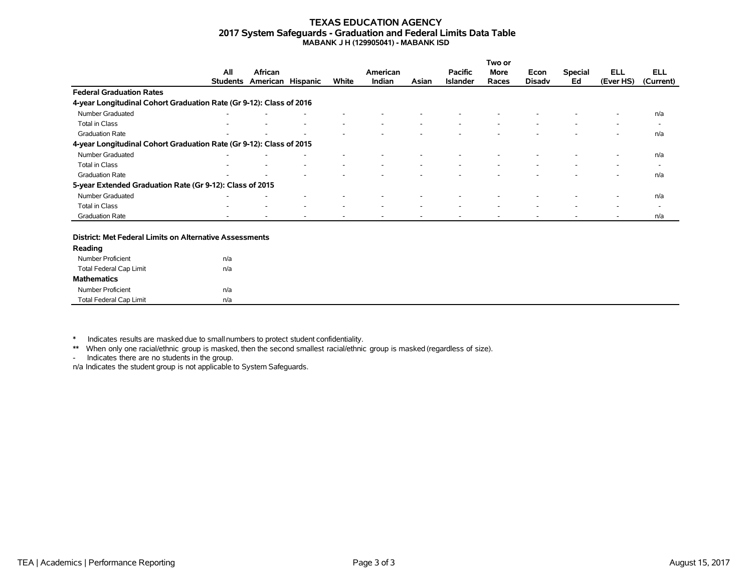# TEXAS EDUCATION AGENCY
## 2017 System Safeguards - Graduation and Federal Limits Data Table
### MABANK J H (129905041) - MABANK ISD

| | All Students | African American | Hispanic | White | American Indian | Asian | Pacific Islander | Two or More Races | Econ Disadv | Special Ed | ELL (Ever HS) | ELL (Current) |
|---|---|---|---|---|---|---|---|---|---|---|---|---|
| **Federal Graduation Rates** | | | | | | | | | | | | |
| **4-year Longitudinal Cohort Graduation Rate (Gr 9-12): Class of 2016** | | | | | | | | | | | | |
| Number Graduated | - | - | - | - | - | - | - | - | - | - | - | n/a |
| Total in Class | - | - | - | - | - | - | - | - | - | - | - | - |
| Graduation Rate | - | - | - | - | - | - | - | - | - | - | - | n/a |
| **4-year Longitudinal Cohort Graduation Rate (Gr 9-12): Class of 2015** | | | | | | | | | | | | |
| Number Graduated | - | - | - | - | - | - | - | - | - | - | - | n/a |
| Total in Class | - | - | - | - | - | - | - | - | - | - | - | - |
| Graduation Rate | - | - | - | - | - | - | - | - | - | - | - | n/a |
| **5-year Extended Graduation Rate (Gr 9-12): Class of 2015** | | | | | | | | | | | | |
| Number Graduated | - | - | - | - | - | - | - | - | - | - | - | n/a |
| Total in Class | - | - | - | - | - | - | - | - | - | - | - | - |
| Graduation Rate | - | - | - | - | - | - | - | - | - | - | - | n/a |

| **District: Met Federal Limits on Alternative Assessments** | |
|---|---|
| **Reading** | |
| Number Proficient | n/a |
| Total Federal Cap Limit | n/a |
| **Mathematics** | |
| Number Proficient | n/a |
| Total Federal Cap Limit | n/a |

\* Indicates results are masked due to small numbers to protect student confidentiality.

\*\* When only one racial/ethnic group is masked, then the second smallest racial/ethnic group is masked (regardless of size).

\- Indicates there are no students in the group.

n/a Indicates the student group is not applicable to System Safeguards.